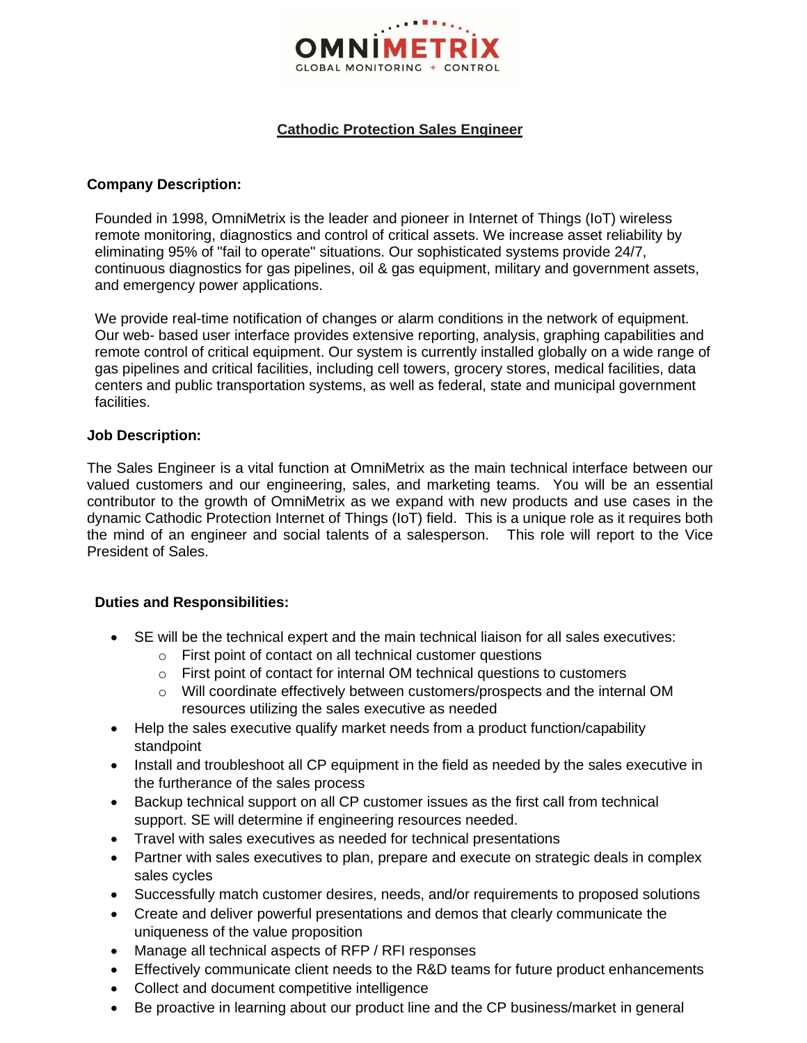OMNIMETRIX

GLOBAL MONITORING + CONTROL

# Cathodic Protection Sales Engineer

**Company Description:**

Founded in 1998, OmniMetrix is the leader and pioneer in Internet of Things (IoT) wireless remote monitoring, diagnostics and control of critical assets. We increase asset reliability by eliminating 95% of "fail to operate" situations. Our sophisticated systems provide 24/7, continuous diagnostics for gas pipelines, oil & gas equipment, military and government assets, and emergency power applications.

We provide real-time notification of changes or alarm conditions in the network of equipment. Our web- based user interface provides extensive reporting, analysis, graphing capabilities and remote control of critical equipment. Our system is currently installed globally on a wide range of gas pipelines and critical facilities, including cell towers, grocery stores, medical facilities, data centers and public transportation systems, as well as federal, state and municipal government facilities.

**Job Description:**

The Sales Engineer is a vital function at OmniMetrix as the main technical interface between our valued customers and our engineering, sales, and marketing teams. You will be an essential contributor to the growth of OmniMetrix as we expand with new products and use cases in the dynamic Cathodic Protection Internet of Things (IoT) field. This is a unique role as it requires both the mind of an engineer and social talents of a salesperson. This role will report to the Vice President of Sales.

**Duties and Responsibilities:**

- SE will be the technical expert and the main technical liaison for all sales executives:
  - First point of contact on all technical customer questions
  - First point of contact for internal OM technical questions to customers
  - Will coordinate effectively between customers/prospects and the internal OM resources utilizing the sales executive as needed
- Help the sales executive qualify market needs from a product function/capability standpoint
- Install and troubleshoot all CP equipment in the field as needed by the sales executive in the furtherance of the sales process
- Backup technical support on all CP customer issues as the first call from technical support. SE will determine if engineering resources needed.
- Travel with sales executives as needed for technical presentations
- Partner with sales executives to plan, prepare and execute on strategic deals in complex sales cycles
- Successfully match customer desires, needs, and/or requirements to proposed solutions
- Create and deliver powerful presentations and demos that clearly communicate the uniqueness of the value proposition
- Manage all technical aspects of RFP / RFI responses
- Effectively communicate client needs to the R&D teams for future product enhancements
- Collect and document competitive intelligence
- Be proactive in learning about our product line and the CP business/market in general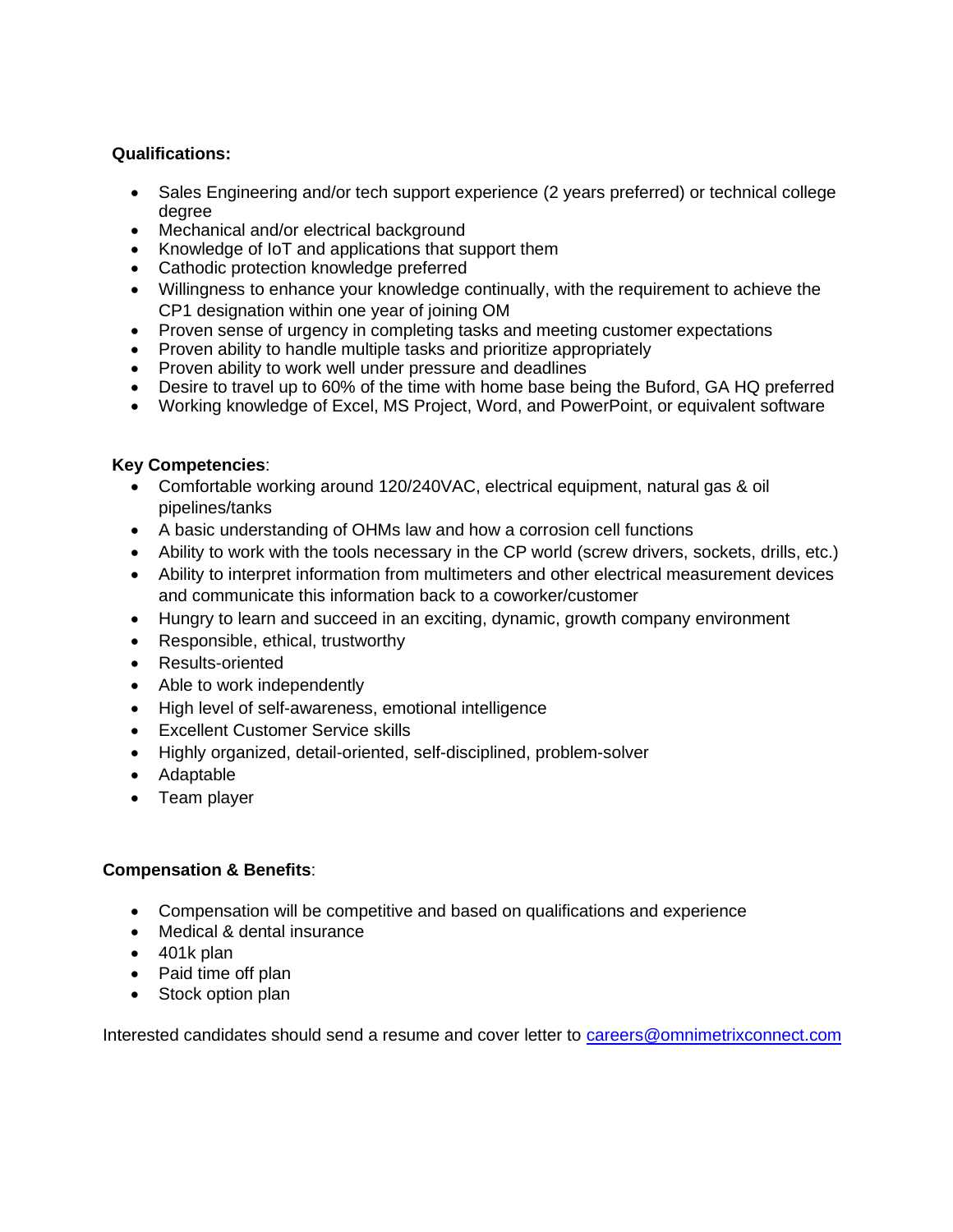**Qualifications:**

- Sales Engineering and/or tech support experience (2 years preferred) or technical college degree
- Mechanical and/or electrical background
- Knowledge of IoT and applications that support them
- Cathodic protection knowledge preferred
- Willingness to enhance your knowledge continually, with the requirement to achieve the CP1 designation within one year of joining OM
- Proven sense of urgency in completing tasks and meeting customer expectations
- Proven ability to handle multiple tasks and prioritize appropriately
- Proven ability to work well under pressure and deadlines
- Desire to travel up to 60% of the time with home base being the Buford, GA HQ preferred
- Working knowledge of Excel, MS Project, Word, and PowerPoint, or equivalent software

**Key Competencies**:

- Comfortable working around 120/240VAC, electrical equipment, natural gas & oil pipelines/tanks
- A basic understanding of OHMs law and how a corrosion cell functions
- Ability to work with the tools necessary in the CP world (screw drivers, sockets, drills, etc.)
- Ability to interpret information from multimeters and other electrical measurement devices and communicate this information back to a coworker/customer
- Hungry to learn and succeed in an exciting, dynamic, growth company environment
- Responsible, ethical, trustworthy
- Results-oriented
- Able to work independently
- High level of self-awareness, emotional intelligence
- Excellent Customer Service skills
- Highly organized, detail-oriented, self-disciplined, problem-solver
- Adaptable
- Team player

**Compensation & Benefits**:

- Compensation will be competitive and based on qualifications and experience
- Medical & dental insurance
- 401k plan
- Paid time off plan
- Stock option plan

Interested candidates should send a resume and cover letter to careers@omnimetrixconnect.com